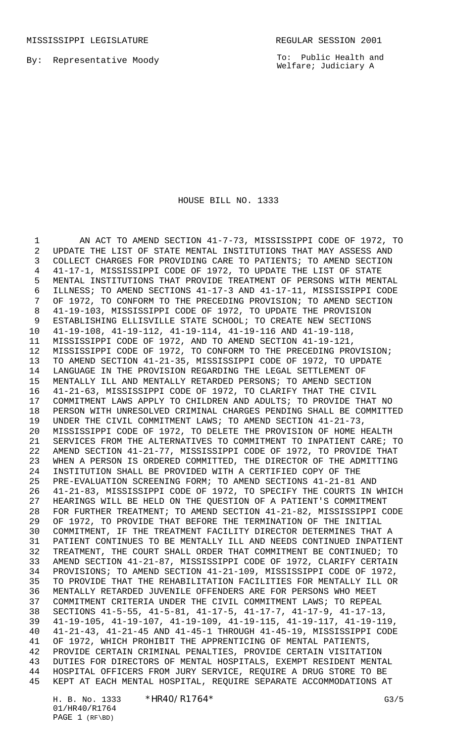MISSISSIPPI LEGISLATURE REGULAR SESSION 2001

By: Representative Moody

To: Public Health and Welfare; Judiciary A

# HOUSE BILL NO. 1333

AN ACT TO AMEND SECTION 41-7-73, MISSISSIPPI CODE OF 1972, TO UPDATE THE LIST OF STATE MENTAL INSTITUTIONS THAT MAY ASSESS AND COLLECT CHARGES FOR PROVIDING CARE TO PATIENTS; TO AMEND SECTION 41-17-1, MISSISSIPPI CODE OF 1972, TO UPDATE THE LIST OF STATE MENTAL INSTITUTIONS THAT PROVIDE TREATMENT OF PERSONS WITH MENTAL ILLNESS; TO AMEND SECTIONS 41-17-3 AND 41-17-11, MISSISSIPPI CODE OF 1972, TO CONFORM TO THE PRECEDING PROVISION; TO AMEND SECTION 41-19-103, MISSISSIPPI CODE OF 1972, TO UPDATE THE PROVISION ESTABLISHING ELLISVILLE STATE SCHOOL; TO CREATE NEW SECTIONS 41-19-108, 41-19-112, 41-19-114, 41-19-116 AND 41-19-118, MISSISSIPPI CODE OF 1972, AND TO AMEND SECTION 41-19-121, MISSISSIPPI CODE OF 1972, TO CONFORM TO THE PRECEDING PROVISION; TO AMEND SECTION 41-21-35, MISSISSIPPI CODE OF 1972, TO UPDATE LANGUAGE IN THE PROVISION REGARDING THE LEGAL SETTLEMENT OF MENTALLY ILL AND MENTALLY RETARDED PERSONS; TO AMEND SECTION 41-21-63, MISSISSIPPI CODE OF 1972, TO CLARIFY THAT THE CIVIL COMMITMENT LAWS APPLY TO CHILDREN AND ADULTS; TO PROVIDE THAT NO PERSON WITH UNRESOLVED CRIMINAL CHARGES PENDING SHALL BE COMMITTED UNDER THE CIVIL COMMITMENT LAWS; TO AMEND SECTION 41-21-73, MISSISSIPPI CODE OF 1972, TO DELETE THE PROVISION OF HOME HEALTH SERVICES FROM THE ALTERNATIVES TO COMMITMENT TO INPATIENT CARE; TO AMEND SECTION 41-21-77, MISSISSIPPI CODE OF 1972, TO PROVIDE THAT WHEN A PERSON IS ORDERED COMMITTED, THE DIRECTOR OF THE ADMITTING INSTITUTION SHALL BE PROVIDED WITH A CERTIFIED COPY OF THE PRE-EVALUATION SCREENING FORM; TO AMEND SECTIONS 41-21-81 AND 41-21-83, MISSISSIPPI CODE OF 1972, TO SPECIFY THE COURTS IN WHICH HEARINGS WILL BE HELD ON THE QUESTION OF A PATIENT'S COMMITMENT FOR FURTHER TREATMENT; TO AMEND SECTION 41-21-82, MISSISSIPPI CODE OF 1972, TO PROVIDE THAT BEFORE THE TERMINATION OF THE INITIAL COMMITMENT, IF THE TREATMENT FACILITY DIRECTOR DETERMINES THAT A PATIENT CONTINUES TO BE MENTALLY ILL AND NEEDS CONTINUED INPATIENT TREATMENT, THE COURT SHALL ORDER THAT COMMITMENT BE CONTINUED; TO AMEND SECTION 41-21-87, MISSISSIPPI CODE OF 1972, CLARIFY CERTAIN PROVISIONS; TO AMEND SECTION 41-21-109, MISSISSIPPI CODE OF 1972, TO PROVIDE THAT THE REHABILITATION FACILITIES FOR MENTALLY ILL OR MENTALLY RETARDED JUVENILE OFFENDERS ARE FOR PERSONS WHO MEET COMMITMENT CRITERIA UNDER THE CIVIL COMMITMENT LAWS; TO REPEAL SECTIONS 41-5-55, 41-5-81, 41-17-5, 41-17-7, 41-17-9, 41-17-13, 41-19-105, 41-19-107, 41-19-109, 41-19-115, 41-19-117, 41-19-119, 41-21-43, 41-21-45 AND 41-45-1 THROUGH 41-45-19, MISSISSIPPI CODE OF 1972, WHICH PROHIBIT THE APPRENTICING OF MENTAL PATIENTS, PROVIDE CERTAIN CRIMINAL PENALTIES, PROVIDE CERTAIN VISITATION DUTIES FOR DIRECTORS OF MENTAL HOSPITALS, EXEMPT RESIDENT MENTAL HOSPITAL OFFICERS FROM JURY SERVICE, REQUIRE A DRUG STORE TO BE KEPT AT EACH MENTAL HOSPITAL, REQUIRE SEPARATE ACCOMMODATIONS AT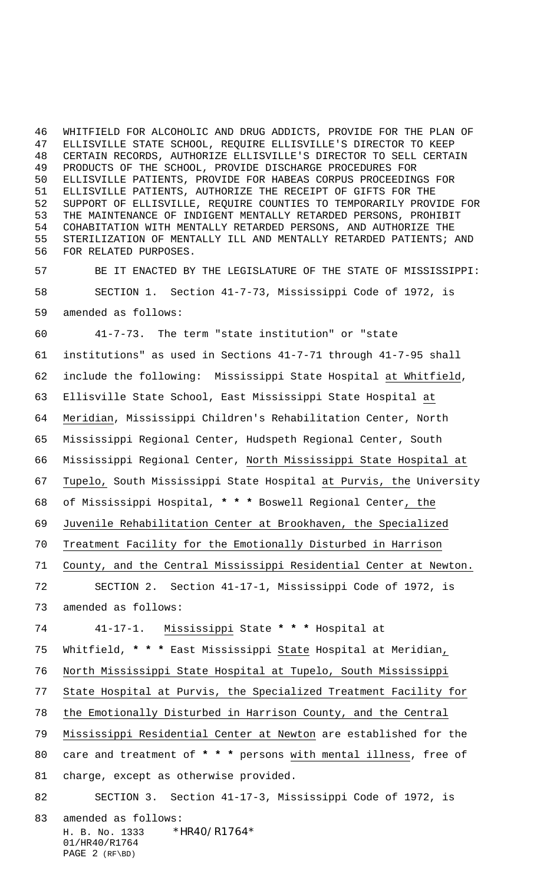WHITFIELD FOR ALCOHOLIC AND DRUG ADDICTS, PROVIDE FOR THE PLAN OF ELLISVILLE STATE SCHOOL, REQUIRE ELLISVILLE'S DIRECTOR TO KEEP CERTAIN RECORDS, AUTHORIZE ELLISVILLE'S DIRECTOR TO SELL CERTAIN PRODUCTS OF THE SCHOOL, PROVIDE DISCHARGE PROCEDURES FOR ELLISVILLE PATIENTS, PROVIDE FOR HABEAS CORPUS PROCEEDINGS FOR ELLISVILLE PATIENTS, AUTHORIZE THE RECEIPT OF GIFTS FOR THE SUPPORT OF ELLISVILLE, REQUIRE COUNTIES TO TEMPORARILY PROVIDE FOR THE MAINTENANCE OF INDIGENT MENTALLY RETARDED PERSONS, PROHIBIT COHABITATION WITH MENTALLY RETARDED PERSONS, AND AUTHORIZE THE STERILIZATION OF MENTALLY ILL AND MENTALLY RETARDED PATIENTS; AND FOR RELATED PURPOSES.

BE IT ENACTED BY THE LEGISLATURE OF THE STATE OF MISSISSIPPI:

SECTION 1. Section 41-7-73, Mississippi Code of 1972, is amended as follows:

41-7-73. The term "state institution" or "state institutions" as used in Sections 41-7-71 through 41-7-95 shall include the following: Mississippi State Hospital at Whitfield, Ellisville State School, East Mississippi State Hospital at Meridian, Mississippi Children's Rehabilitation Center, North Mississippi Regional Center, Hudspeth Regional Center, South Mississippi Regional Center, North Mississippi State Hospital at Tupelo, South Mississippi State Hospital at Purvis, the University of Mississippi Hospital, * * * Boswell Regional Center, the Juvenile Rehabilitation Center at Brookhaven, the Specialized Treatment Facility for the Emotionally Disturbed in Harrison County, and the Central Mississippi Residential Center at Newton.

SECTION 2. Section 41-17-1, Mississippi Code of 1972, is amended as follows:

41-17-1. Mississippi State * * * Hospital at Whitfield, * * * East Mississippi State Hospital at Meridian, North Mississippi State Hospital at Tupelo, South Mississippi State Hospital at Purvis, the Specialized Treatment Facility for the Emotionally Disturbed in Harrison County, and the Central Mississippi Residential Center at Newton are established for the care and treatment of * * * persons with mental illness, free of charge, except as otherwise provided.

SECTION 3. Section 41-17-3, Mississippi Code of 1972, is amended as follows: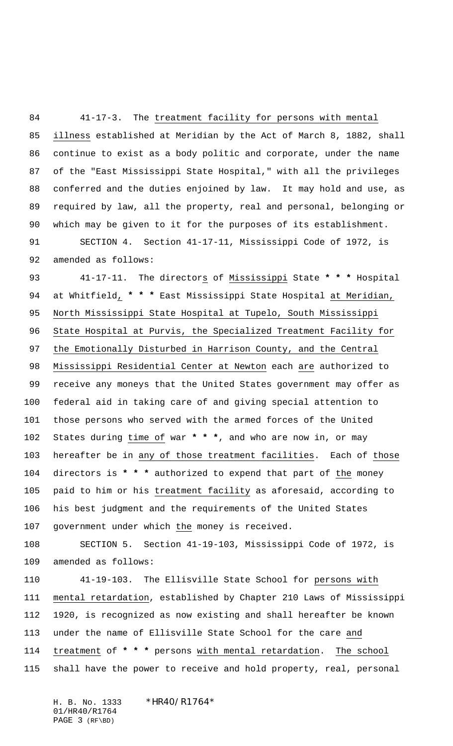41-17-3. The treatment facility for persons with mental illness established at Meridian by the Act of March 8, 1882, shall continue to exist as a body politic and corporate, under the name of the "East Mississippi State Hospital," with all the privileges conferred and the duties enjoined by law. It may hold and use, as required by law, all the property, real and personal, belonging or which may be given to it for the purposes of its establishment.

SECTION 4. Section 41-17-11, Mississippi Code of 1972, is amended as follows:

41-17-11. The directors of Mississippi State * * * Hospital at Whitfield, * * * East Mississippi State Hospital at Meridian, North Mississippi State Hospital at Tupelo, South Mississippi State Hospital at Purvis, the Specialized Treatment Facility for the Emotionally Disturbed in Harrison County, and the Central Mississippi Residential Center at Newton each are authorized to receive any moneys that the United States government may offer as federal aid in taking care of and giving special attention to those persons who served with the armed forces of the United States during time of war * * *, and who are now in, or may hereafter be in any of those treatment facilities. Each of those directors is * * * authorized to expend that part of the money paid to him or his treatment facility as aforesaid, according to his best judgment and the requirements of the United States government under which the money is received.

SECTION 5. Section 41-19-103, Mississippi Code of 1972, is amended as follows:

41-19-103. The Ellisville State School for persons with mental retardation, established by Chapter 210 Laws of Mississippi 1920, is recognized as now existing and shall hereafter be known under the name of Ellisville State School for the care and treatment of * * * persons with mental retardation. The school shall have the power to receive and hold property, real, personal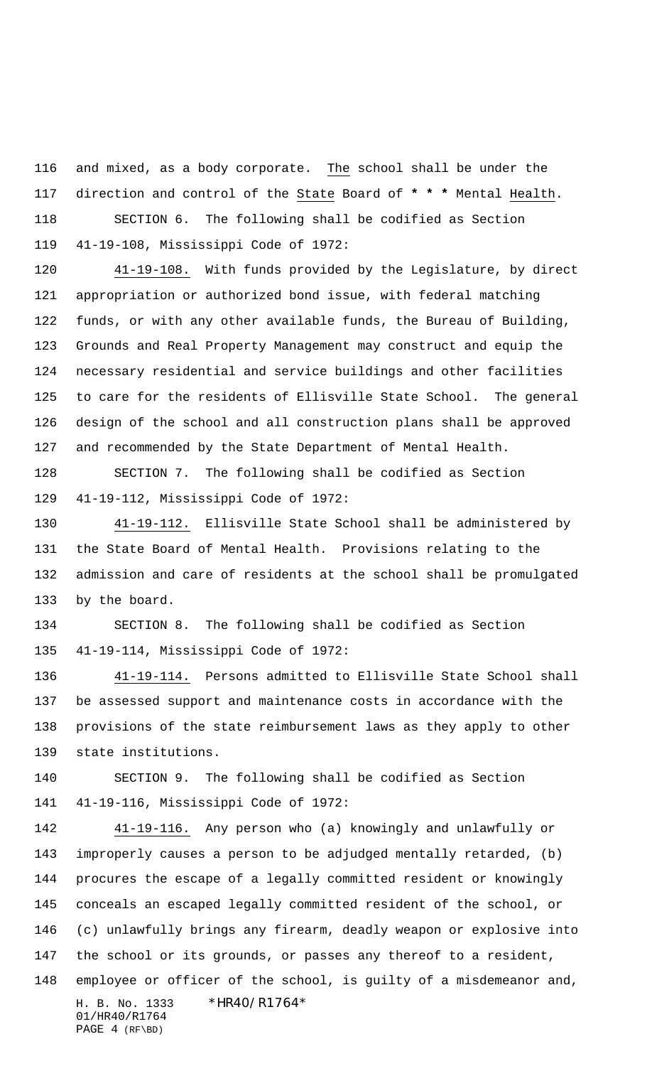and mixed, as a body corporate. The school shall be under the direction and control of the State Board of * * * Mental Health.

SECTION 6. The following shall be codified as Section 41-19-108, Mississippi Code of 1972:

41-19-108. With funds provided by the Legislature, by direct appropriation or authorized bond issue, with federal matching funds, or with any other available funds, the Bureau of Building, Grounds and Real Property Management may construct and equip the necessary residential and service buildings and other facilities to care for the residents of Ellisville State School. The general design of the school and all construction plans shall be approved and recommended by the State Department of Mental Health.

SECTION 7. The following shall be codified as Section 41-19-112, Mississippi Code of 1972:

41-19-112. Ellisville State School shall be administered by the State Board of Mental Health. Provisions relating to the admission and care of residents at the school shall be promulgated by the board.

SECTION 8. The following shall be codified as Section 41-19-114, Mississippi Code of 1972:

41-19-114. Persons admitted to Ellisville State School shall be assessed support and maintenance costs in accordance with the provisions of the state reimbursement laws as they apply to other state institutions.

SECTION 9. The following shall be codified as Section 41-19-116, Mississippi Code of 1972:

41-19-116. Any person who (a) knowingly and unlawfully or improperly causes a person to be adjudged mentally retarded, (b) procures the escape of a legally committed resident or knowingly conceals an escaped legally committed resident of the school, or (c) unlawfully brings any firearm, deadly weapon or explosive into the school or its grounds, or passes any thereof to a resident, employee or officer of the school, is guilty of a misdemeanor and,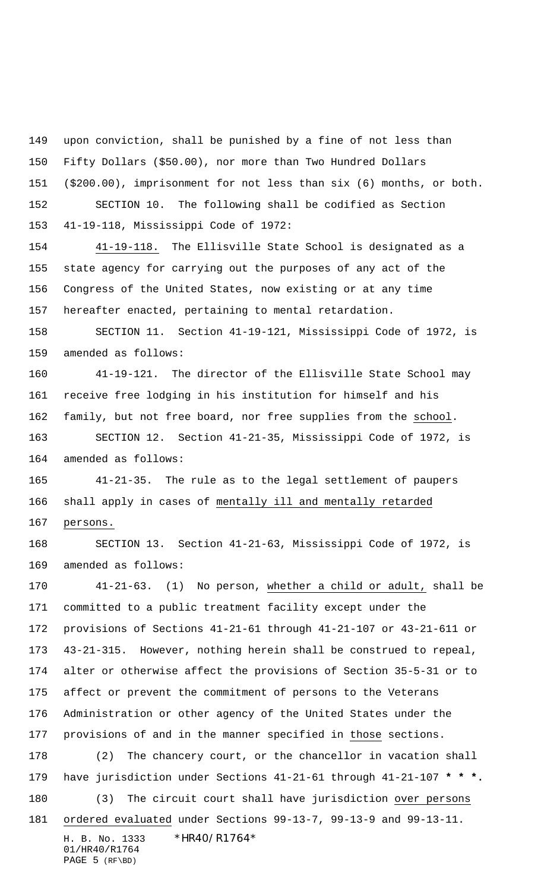upon conviction, shall be punished by a fine of not less than Fifty Dollars ($50.00), nor more than Two Hundred Dollars ($200.00), imprisonment for not less than six (6) months, or both.

SECTION 10. The following shall be codified as Section 41-19-118, Mississippi Code of 1972:

41-19-118. The Ellisville State School is designated as a state agency for carrying out the purposes of any act of the Congress of the United States, now existing or at any time hereafter enacted, pertaining to mental retardation.

SECTION 11. Section 41-19-121, Mississippi Code of 1972, is amended as follows:

41-19-121. The director of the Ellisville State School may receive free lodging in his institution for himself and his family, but not free board, nor free supplies from the school.

SECTION 12. Section 41-21-35, Mississippi Code of 1972, is amended as follows:

41-21-35. The rule as to the legal settlement of paupers shall apply in cases of mentally ill and mentally retarded persons.

SECTION 13. Section 41-21-63, Mississippi Code of 1972, is amended as follows:

41-21-63. (1) No person, whether a child or adult, shall be committed to a public treatment facility except under the provisions of Sections 41-21-61 through 41-21-107 or 43-21-611 or 43-21-315. However, nothing herein shall be construed to repeal, alter or otherwise affect the provisions of Section 35-5-31 or to affect or prevent the commitment of persons to the Veterans Administration or other agency of the United States under the provisions of and in the manner specified in those sections.

(2) The chancery court, or the chancellor in vacation shall have jurisdiction under Sections 41-21-61 through 41-21-107 **\* \* \***.

(3) The circuit court shall have jurisdiction over persons ordered evaluated under Sections 99-13-7, 99-13-9 and 99-13-11.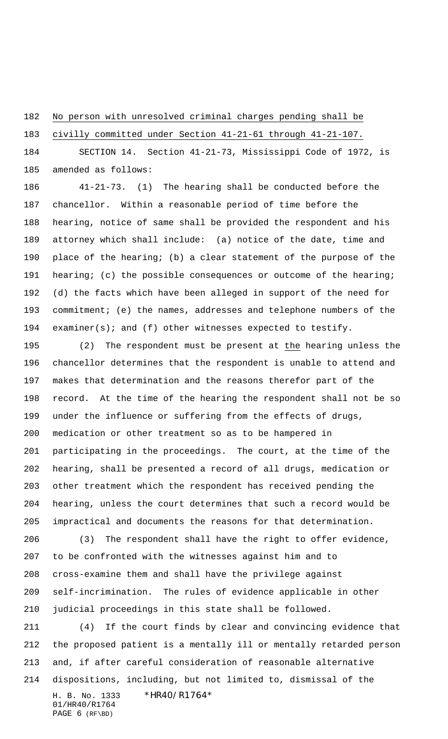No person with unresolved criminal charges pending shall be civilly committed under Section 41-21-61 through 41-21-107.

SECTION 14. Section 41-21-73, Mississippi Code of 1972, is amended as follows:

41-21-73. (1) The hearing shall be conducted before the chancellor. Within a reasonable period of time before the hearing, notice of same shall be provided the respondent and his attorney which shall include: (a) notice of the date, time and place of the hearing; (b) a clear statement of the purpose of the hearing; (c) the possible consequences or outcome of the hearing; (d) the facts which have been alleged in support of the need for commitment; (e) the names, addresses and telephone numbers of the examiner(s); and (f) other witnesses expected to testify.

(2) The respondent must be present at the hearing unless the chancellor determines that the respondent is unable to attend and makes that determination and the reasons therefor part of the record. At the time of the hearing the respondent shall not be so under the influence or suffering from the effects of drugs, medication or other treatment so as to be hampered in participating in the proceedings. The court, at the time of the hearing, shall be presented a record of all drugs, medication or other treatment which the respondent has received pending the hearing, unless the court determines that such a record would be impractical and documents the reasons for that determination.

(3) The respondent shall have the right to offer evidence, to be confronted with the witnesses against him and to cross-examine them and shall have the privilege against self-incrimination. The rules of evidence applicable in other judicial proceedings in this state shall be followed.

(4) If the court finds by clear and convincing evidence that the proposed patient is a mentally ill or mentally retarded person and, if after careful consideration of reasonable alternative dispositions, including, but not limited to, dismissal of the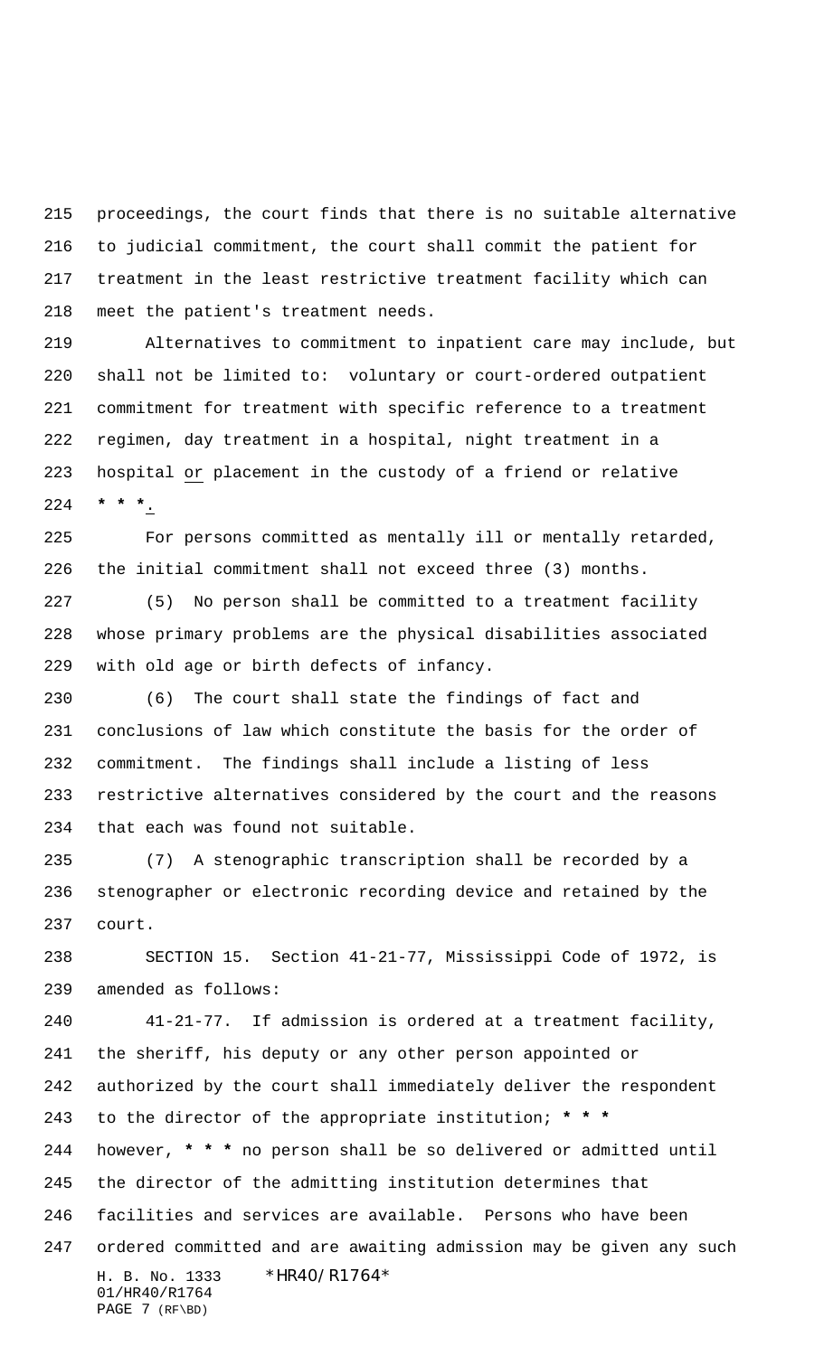proceedings, the court finds that there is no suitable alternative to judicial commitment, the court shall commit the patient for treatment in the least restrictive treatment facility which can meet the patient's treatment needs.

Alternatives to commitment to inpatient care may include, but shall not be limited to: voluntary or court-ordered outpatient commitment for treatment with specific reference to a treatment regimen, day treatment in a hospital, night treatment in a hospital or placement in the custody of a friend or relative *** .

For persons committed as mentally ill or mentally retarded, the initial commitment shall not exceed three (3) months.

(5) No person shall be committed to a treatment facility whose primary problems are the physical disabilities associated with old age or birth defects of infancy.

(6) The court shall state the findings of fact and conclusions of law which constitute the basis for the order of commitment. The findings shall include a listing of less restrictive alternatives considered by the court and the reasons that each was found not suitable.

(7) A stenographic transcription shall be recorded by a stenographer or electronic recording device and retained by the court.

SECTION 15. Section 41-21-77, Mississippi Code of 1972, is amended as follows:

41-21-77. If admission is ordered at a treatment facility, the sheriff, his deputy or any other person appointed or authorized by the court shall immediately deliver the respondent to the director of the appropriate institution; *** however, *** no person shall be so delivered or admitted until the director of the admitting institution determines that facilities and services are available. Persons who have been ordered committed and are awaiting admission may be given any such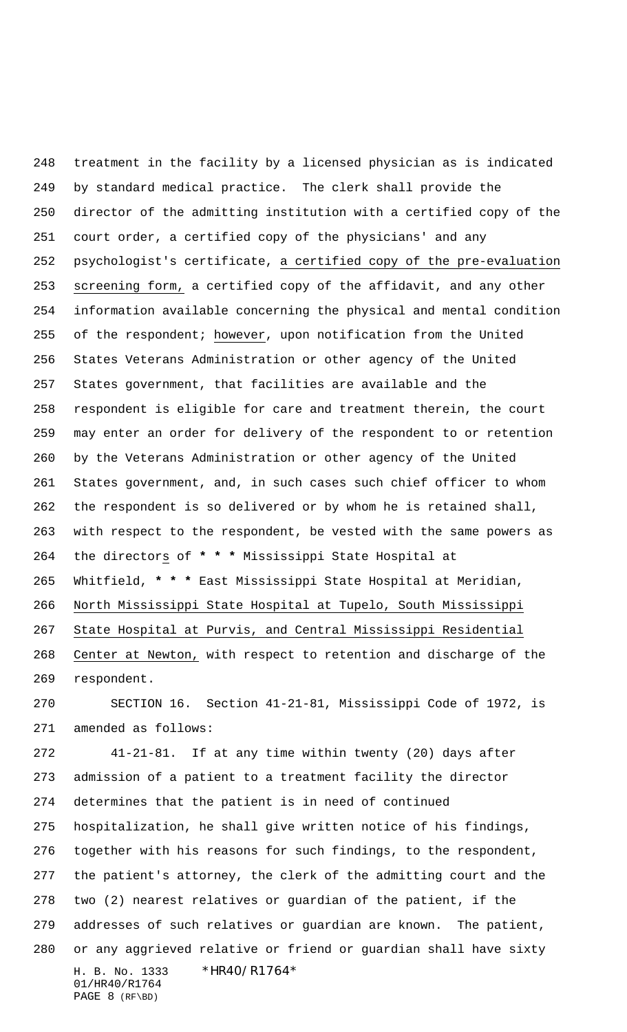treatment in the facility by a licensed physician as is indicated by standard medical practice. The clerk shall provide the director of the admitting institution with a certified copy of the court order, a certified copy of the physicians' and any psychologist's certificate, a certified copy of the pre-evaluation screening form, a certified copy of the affidavit, and any other information available concerning the physical and mental condition of the respondent; however, upon notification from the United States Veterans Administration or other agency of the United States government, that facilities are available and the respondent is eligible for care and treatment therein, the court may enter an order for delivery of the respondent to or retention by the Veterans Administration or other agency of the United States government, and, in such cases such chief officer to whom the respondent is so delivered or by whom he is retained shall, with respect to the respondent, be vested with the same powers as the directors of * * * Mississippi State Hospital at Whitfield, * * * East Mississippi State Hospital at Meridian, North Mississippi State Hospital at Tupelo, South Mississippi State Hospital at Purvis, and Central Mississippi Residential Center at Newton, with respect to retention and discharge of the respondent.

SECTION 16. Section 41-21-81, Mississippi Code of 1972, is amended as follows:

41-21-81. If at any time within twenty (20) days after admission of a patient to a treatment facility the director determines that the patient is in need of continued hospitalization, he shall give written notice of his findings, together with his reasons for such findings, to the respondent, the patient's attorney, the clerk of the admitting court and the two (2) nearest relatives or guardian of the patient, if the addresses of such relatives or guardian are known. The patient, or any aggrieved relative or friend or guardian shall have sixty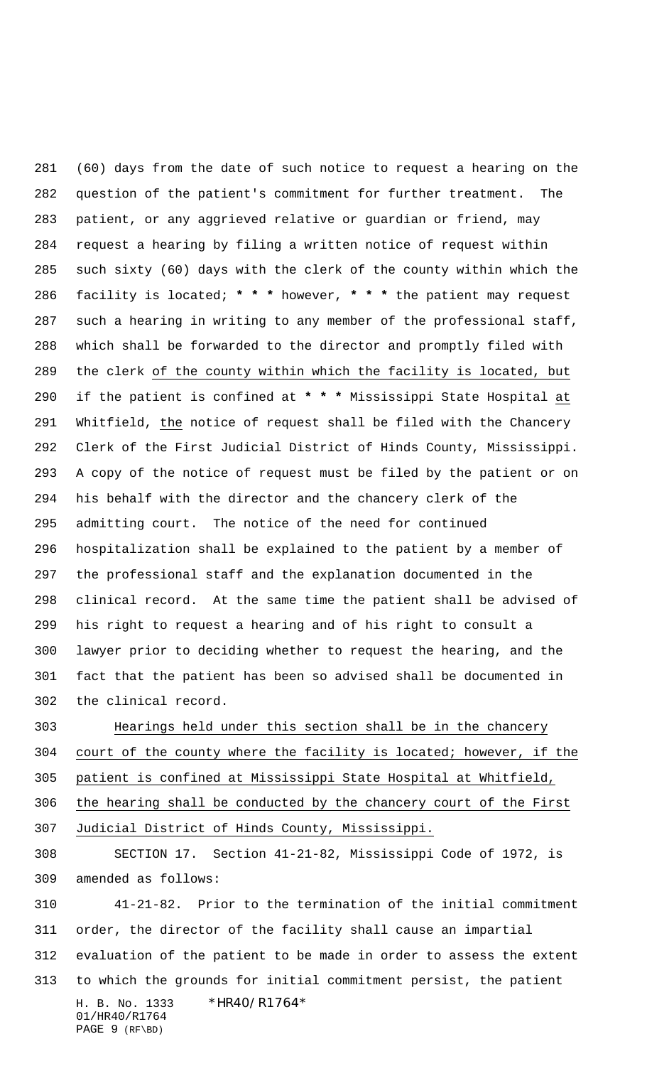(60) days from the date of such notice to request a hearing on the question of the patient's commitment for further treatment. The patient, or any aggrieved relative or guardian or friend, may request a hearing by filing a written notice of request within such sixty (60) days with the clerk of the county within which the facility is located; * * * however, * * * the patient may request such a hearing in writing to any member of the professional staff, which shall be forwarded to the director and promptly filed with the clerk of the county within which the facility is located, but if the patient is confined at * * * Mississippi State Hospital at Whitfield, the notice of request shall be filed with the Chancery Clerk of the First Judicial District of Hinds County, Mississippi. A copy of the notice of request must be filed by the patient or on his behalf with the director and the chancery clerk of the admitting court. The notice of the need for continued hospitalization shall be explained to the patient by a member of the professional staff and the explanation documented in the clinical record. At the same time the patient shall be advised of his right to request a hearing and of his right to consult a lawyer prior to deciding whether to request the hearing, and the fact that the patient has been so advised shall be documented in the clinical record.

Hearings held under this section shall be in the chancery court of the county where the facility is located; however, if the patient is confined at Mississippi State Hospital at Whitfield, the hearing shall be conducted by the chancery court of the First Judicial District of Hinds County, Mississippi.

SECTION 17. Section 41-21-82, Mississippi Code of 1972, is amended as follows:

41-21-82. Prior to the termination of the initial commitment order, the director of the facility shall cause an impartial evaluation of the patient to be made in order to assess the extent to which the grounds for initial commitment persist, the patient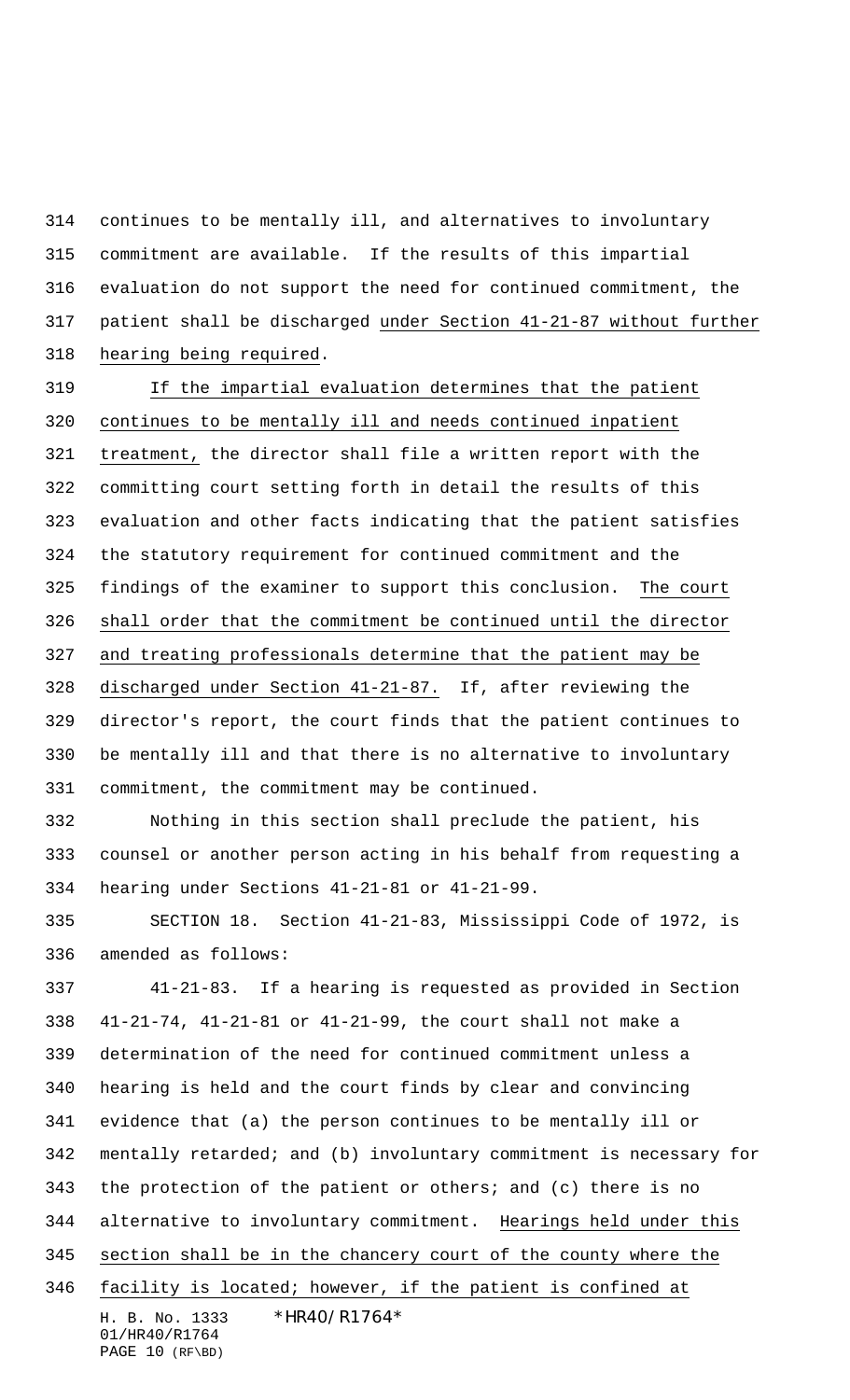continues to be mentally ill, and alternatives to involuntary commitment are available. If the results of this impartial evaluation do not support the need for continued commitment, the patient shall be discharged <u>under Section 41-21-87 without further hearing being required</u>.

<u>If the impartial evaluation determines that the patient continues to be mentally ill and needs continued inpatient treatment,</u> the director shall file a written report with the committing court setting forth in detail the results of this evaluation and other facts indicating that the patient satisfies the statutory requirement for continued commitment and the findings of the examiner to support this conclusion. <u>The court shall order that the commitment be continued until the director and treating professionals determine that the patient may be discharged under Section 41-21-87.</u> If, after reviewing the director's report, the court finds that the patient continues to be mentally ill and that there is no alternative to involuntary commitment, the commitment may be continued.

Nothing in this section shall preclude the patient, his counsel or another person acting in his behalf from requesting a hearing under Sections 41-21-81 or 41-21-99.

SECTION 18. Section 41-21-83, Mississippi Code of 1972, is amended as follows:

41-21-83. If a hearing is requested as provided in Section 41-21-74, 41-21-81 or 41-21-99, the court shall not make a determination of the need for continued commitment unless a hearing is held and the court finds by clear and convincing evidence that (a) the person continues to be mentally ill or mentally retarded; and (b) involuntary commitment is necessary for the protection of the patient or others; and (c) there is no alternative to involuntary commitment. <u>Hearings held under this section shall be in the chancery court of the county where the facility is located; however, if the patient is confined at</u>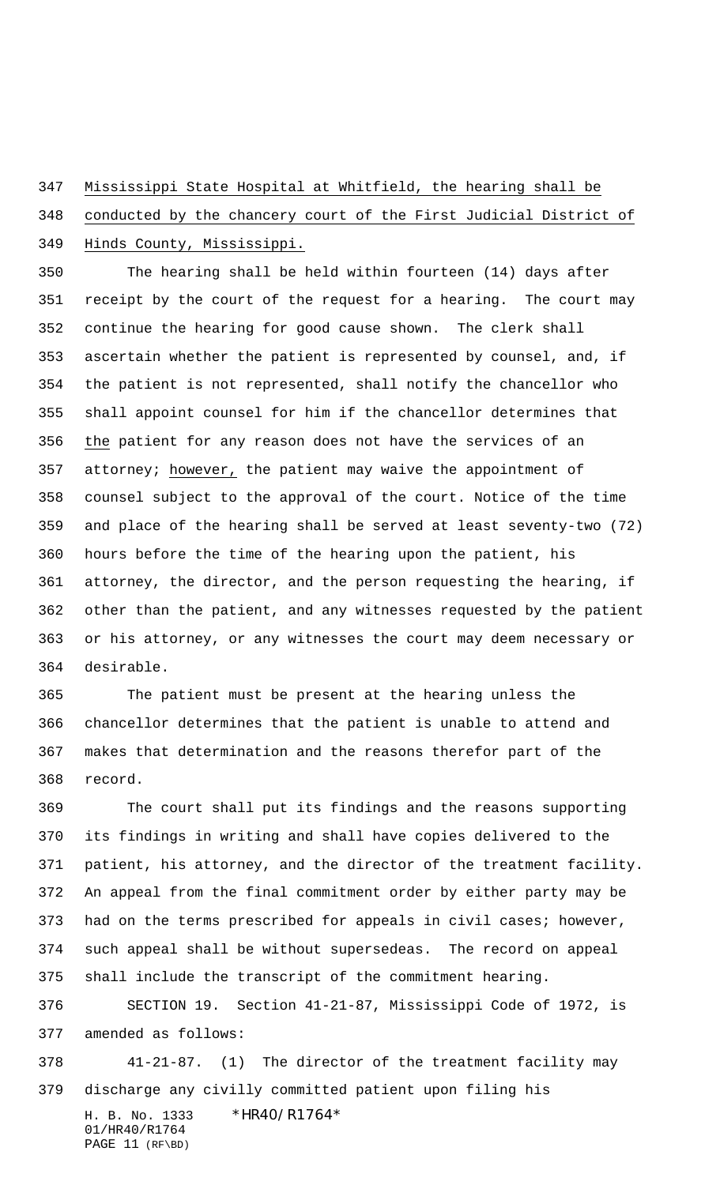Mississippi State Hospital at Whitfield, the hearing shall be conducted by the chancery court of the First Judicial District of Hinds County, Mississippi.

The hearing shall be held within fourteen (14) days after receipt by the court of the request for a hearing. The court may continue the hearing for good cause shown. The clerk shall ascertain whether the patient is represented by counsel, and, if the patient is not represented, shall notify the chancellor who shall appoint counsel for him if the chancellor determines that the patient for any reason does not have the services of an attorney; however, the patient may waive the appointment of counsel subject to the approval of the court. Notice of the time and place of the hearing shall be served at least seventy-two (72) hours before the time of the hearing upon the patient, his attorney, the director, and the person requesting the hearing, if other than the patient, and any witnesses requested by the patient or his attorney, or any witnesses the court may deem necessary or desirable.

The patient must be present at the hearing unless the chancellor determines that the patient is unable to attend and makes that determination and the reasons therefor part of the record.

The court shall put its findings and the reasons supporting its findings in writing and shall have copies delivered to the patient, his attorney, and the director of the treatment facility. An appeal from the final commitment order by either party may be had on the terms prescribed for appeals in civil cases; however, such appeal shall be without supersedeas. The record on appeal shall include the transcript of the commitment hearing.

SECTION 19. Section 41-21-87, Mississippi Code of 1972, is amended as follows:

41-21-87. (1) The director of the treatment facility may discharge any civilly committed patient upon filing his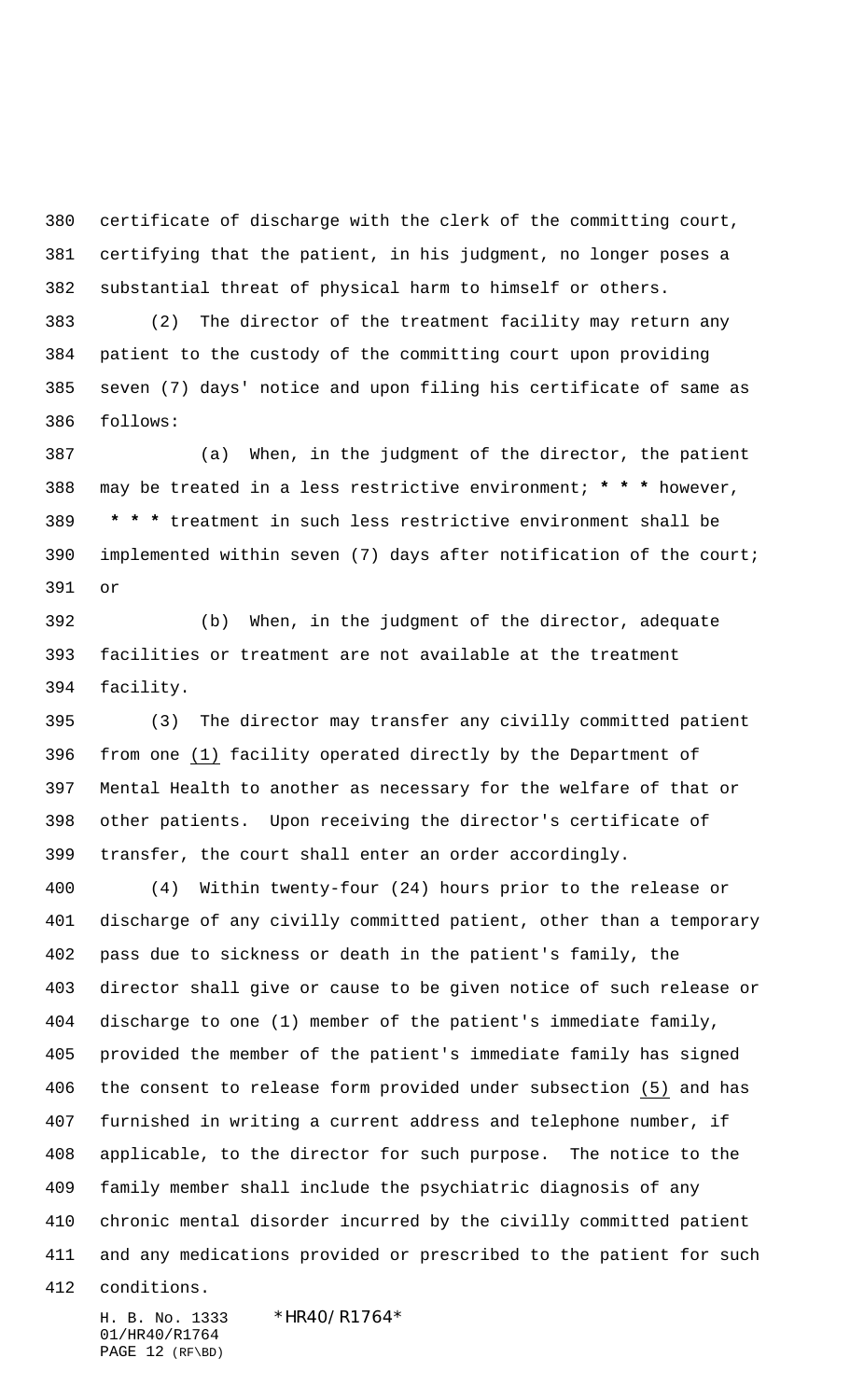certificate of discharge with the clerk of the committing court, certifying that the patient, in his judgment, no longer poses a substantial threat of physical harm to himself or others.

(2) The director of the treatment facility may return any patient to the custody of the committing court upon providing seven (7) days' notice and upon filing his certificate of same as follows:

(a) When, in the judgment of the director, the patient may be treated in a less restrictive environment; * * * however, * * * treatment in such less restrictive environment shall be implemented within seven (7) days after notification of the court; or

(b) When, in the judgment of the director, adequate facilities or treatment are not available at the treatment facility.

(3) The director may transfer any civilly committed patient from one (1) facility operated directly by the Department of Mental Health to another as necessary for the welfare of that or other patients. Upon receiving the director's certificate of transfer, the court shall enter an order accordingly.

(4) Within twenty-four (24) hours prior to the release or discharge of any civilly committed patient, other than a temporary pass due to sickness or death in the patient's family, the director shall give or cause to be given notice of such release or discharge to one (1) member of the patient's immediate family, provided the member of the patient's immediate family has signed the consent to release form provided under subsection (5) and has furnished in writing a current address and telephone number, if applicable, to the director for such purpose. The notice to the family member shall include the psychiatric diagnosis of any chronic mental disorder incurred by the civilly committed patient and any medications provided or prescribed to the patient for such conditions.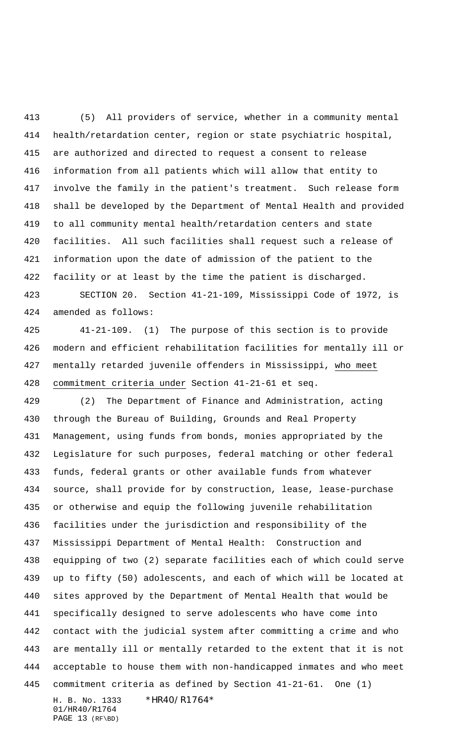(5) All providers of service, whether in a community mental health/retardation center, region or state psychiatric hospital, are authorized and directed to request a consent to release information from all patients which will allow that entity to involve the family in the patient's treatment. Such release form shall be developed by the Department of Mental Health and provided to all community mental health/retardation centers and state facilities. All such facilities shall request such a release of information upon the date of admission of the patient to the facility or at least by the time the patient is discharged.

SECTION 20. Section 41-21-109, Mississippi Code of 1972, is amended as follows:

41-21-109. (1) The purpose of this section is to provide modern and efficient rehabilitation facilities for mentally ill or mentally retarded juvenile offenders in Mississippi, who meet commitment criteria under Section 41-21-61 et seq.

(2) The Department of Finance and Administration, acting through the Bureau of Building, Grounds and Real Property Management, using funds from bonds, monies appropriated by the Legislature for such purposes, federal matching or other federal funds, federal grants or other available funds from whatever source, shall provide for by construction, lease, lease-purchase or otherwise and equip the following juvenile rehabilitation facilities under the jurisdiction and responsibility of the Mississippi Department of Mental Health: Construction and equipping of two (2) separate facilities each of which could serve up to fifty (50) adolescents, and each of which will be located at sites approved by the Department of Mental Health that would be specifically designed to serve adolescents who have come into contact with the judicial system after committing a crime and who are mentally ill or mentally retarded to the extent that it is not acceptable to house them with non-handicapped inmates and who meet commitment criteria as defined by Section 41-21-61. One (1)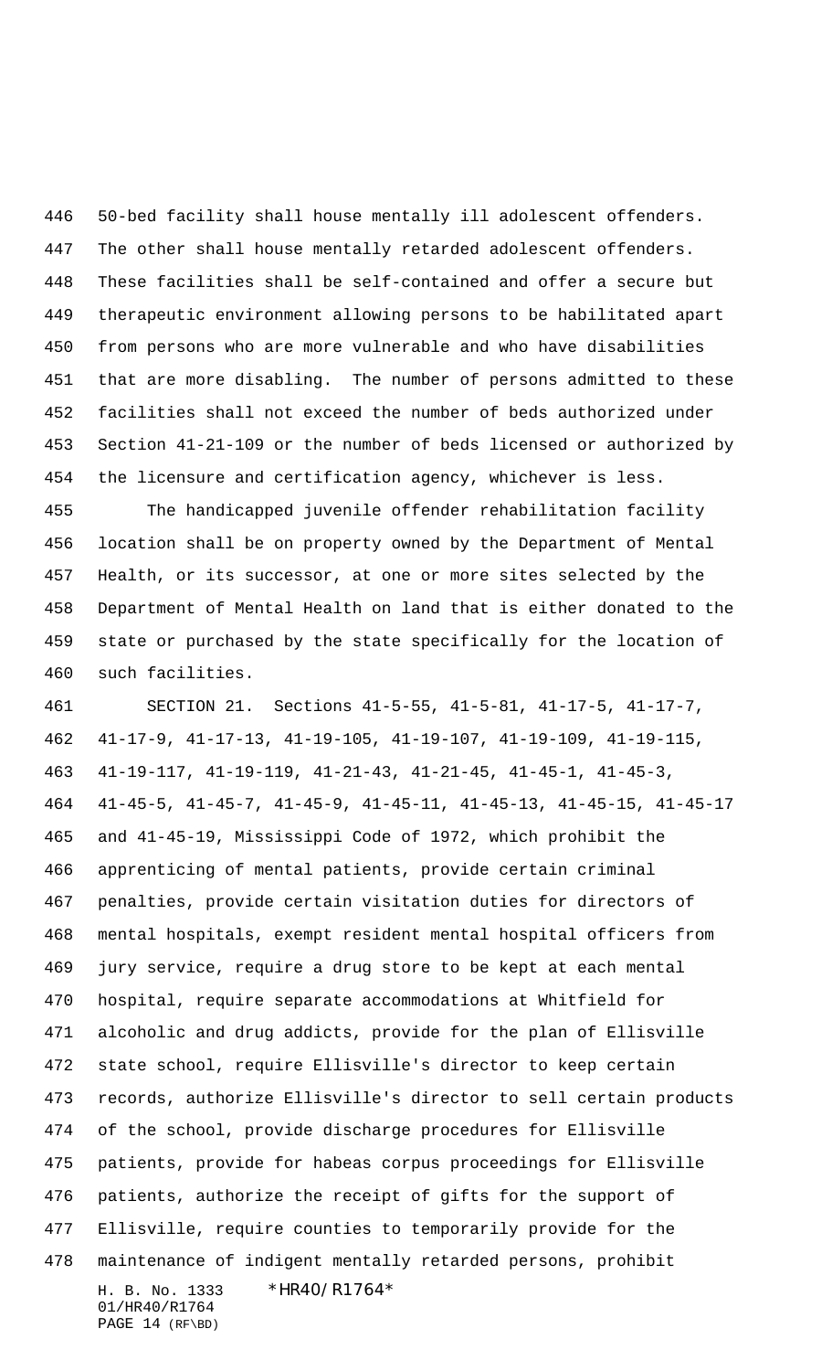50-bed facility shall house mentally ill adolescent offenders. The other shall house mentally retarded adolescent offenders. These facilities shall be self-contained and offer a secure but therapeutic environment allowing persons to be habilitated apart from persons who are more vulnerable and who have disabilities that are more disabling. The number of persons admitted to these facilities shall not exceed the number of beds authorized under Section 41-21-109 or the number of beds licensed or authorized by the licensure and certification agency, whichever is less.

The handicapped juvenile offender rehabilitation facility location shall be on property owned by the Department of Mental Health, or its successor, at one or more sites selected by the Department of Mental Health on land that is either donated to the state or purchased by the state specifically for the location of such facilities.

SECTION 21. Sections 41-5-55, 41-5-81, 41-17-5, 41-17-7, 41-17-9, 41-17-13, 41-19-105, 41-19-107, 41-19-109, 41-19-115, 41-19-117, 41-19-119, 41-21-43, 41-21-45, 41-45-1, 41-45-3, 41-45-5, 41-45-7, 41-45-9, 41-45-11, 41-45-13, 41-45-15, 41-45-17 and 41-45-19, Mississippi Code of 1972, which prohibit the apprenticing of mental patients, provide certain criminal penalties, provide certain visitation duties for directors of mental hospitals, exempt resident mental hospital officers from jury service, require a drug store to be kept at each mental hospital, require separate accommodations at Whitfield for alcoholic and drug addicts, provide for the plan of Ellisville state school, require Ellisville's director to keep certain records, authorize Ellisville's director to sell certain products of the school, provide discharge procedures for Ellisville patients, provide for habeas corpus proceedings for Ellisville patients, authorize the receipt of gifts for the support of Ellisville, require counties to temporarily provide for the maintenance of indigent mentally retarded persons, prohibit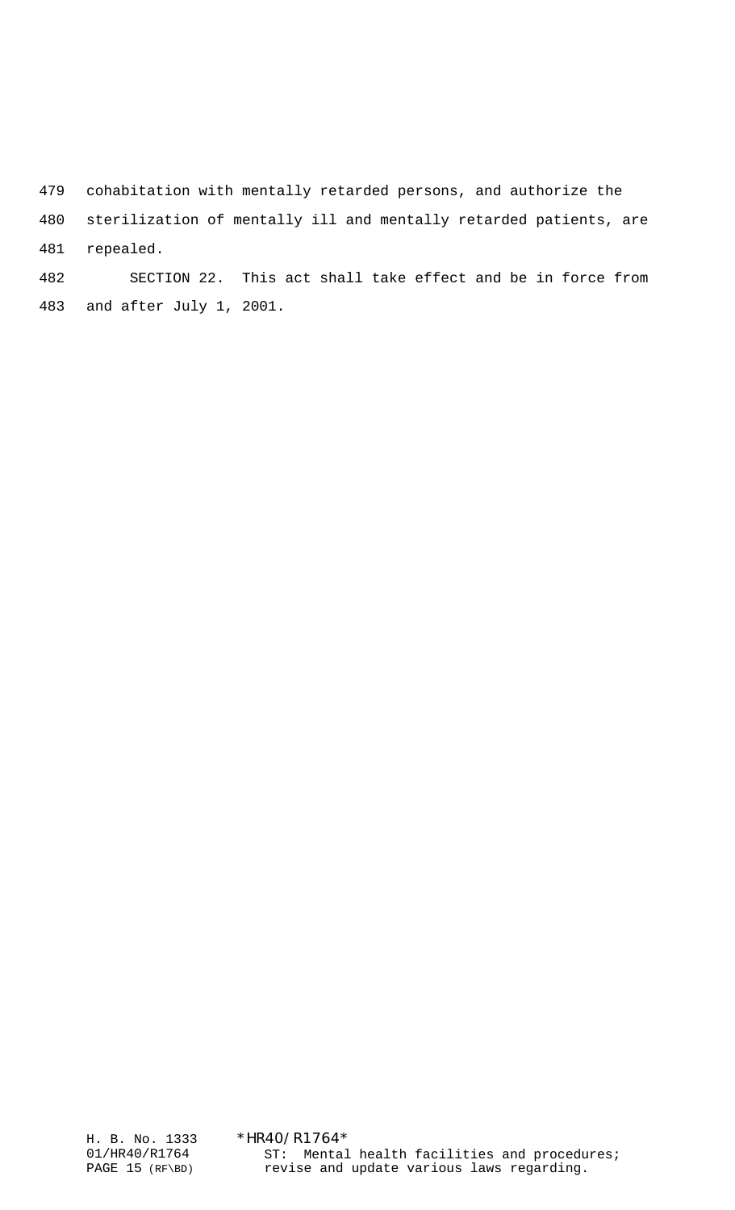cohabitation with mentally retarded persons, and authorize the sterilization of mentally ill and mentally retarded patients, are repealed.

SECTION 22. This act shall take effect and be in force from and after July 1, 2001.